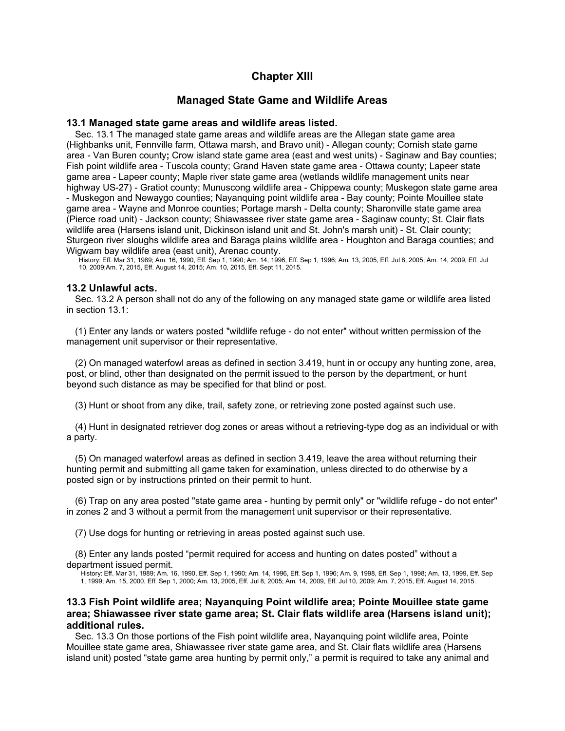# Chapter XIII

## Managed State Game and Wildlife Areas

### 13.1 Managed state game areas and wildlife areas listed.

Sec. 13.1 The managed state game areas and wildlife areas are the Allegan state game area (Highbanks unit, Fennville farm, Ottawa marsh, and Bravo unit) - Allegan county; Cornish state game area - Van Buren county**;** Crow island state game area (east and west units) - Saginaw and Bay counties; Fish point wildlife area - Tuscola county; Grand Haven state game area - Ottawa county; Lapeer state game area - Lapeer county; Maple river state game area (wetlands wildlife management units near highway US-27) - Gratiot county; Munuscong wildlife area - Chippewa county; Muskegon state game area - Muskegon and Newaygo counties; Nayanquing point wildlife area - Bay county; Pointe Mouillee state game area - Wayne and Monroe counties; Portage marsh - Delta county; Sharonville state game area (Pierce road unit) - Jackson county; Shiawassee river state game area - Saginaw county; St. Clair flats wildlife area (Harsens island unit, Dickinson island unit and St. John's marsh unit) - St. Clair county; Sturgeon river sloughs wildlife area and Baraga plains wildlife area - Houghton and Baraga counties; and Wigwam bay wildlife area (east unit), Arenac county.

History: Eff. Mar 31, 1989; Am. 16, 1990, Eff. Sep 1, 1990; Am. 14, 1996, Eff. Sep 1, 1996; Am. 13, 2005, Eff. Jul 8, 2005; Am. 14, 2009, Eff. Jul 10, 2009;Am. 7, 2015, Eff. August 14, 2015; Am. 10, 2015, Eff. Sept 11, 2015.

### 13.2 Unlawful acts.

Sec. 13.2 A person shall not do any of the following on any managed state game or wildlife area listed in section 13.1:

(1) Enter any lands or waters posted "wildlife refuge - do not enter" without written permission of the management unit supervisor or their representative.

(2) On managed waterfowl areas as defined in section 3.419, hunt in or occupy any hunting zone, area, post, or blind, other than designated on the permit issued to the person by the department, or hunt beyond such distance as may be specified for that blind or post.

(3) Hunt or shoot from any dike, trail, safety zone, or retrieving zone posted against such use.

(4) Hunt in designated retriever dog zones or areas without a retrieving-type dog as an individual or with a party.

(5) On managed waterfowl areas as defined in section 3.419, leave the area without returning their hunting permit and submitting all game taken for examination, unless directed to do otherwise by a posted sign or by instructions printed on their permit to hunt.

(6) Trap on any area posted "state game area - hunting by permit only" or "wildlife refuge - do not enter" in zones 2 and 3 without a permit from the management unit supervisor or their representative.

(7) Use dogs for hunting or retrieving in areas posted against such use.

(8) Enter any lands posted "permit required for access and hunting on dates posted" without a department issued permit.

History: Eff. Mar 31, 1989; Am. 16, 1990, Eff. Sep 1, 1990; Am. 14, 1996, Eff. Sep 1, 1996; Am. 9, 1998, Eff. Sep 1, 1998; Am. 13, 1999, Eff. Sep 1, 1999; Am. 15, 2000, Eff. Sep 1, 2000; Am. 13, 2005, Eff. Jul 8, 2005; Am. 14, 2009, Eff. Jul 10, 2009; Am. 7, 2015, Eff. August 14, 2015.

### 13.3 Fish Point wildlife area; Nayanquing Point wildlife area; Pointe Mouillee state game area; Shiawassee river state game area; St. Clair flats wildlife area (Harsens island unit); additional rules.

Sec. 13.3 On those portions of the Fish point wildlife area, Nayanquing point wildlife area, Pointe Mouillee state game area, Shiawassee river state game area, and St. Clair flats wildlife area (Harsens island unit) posted "state game area hunting by permit only," a permit is required to take any animal and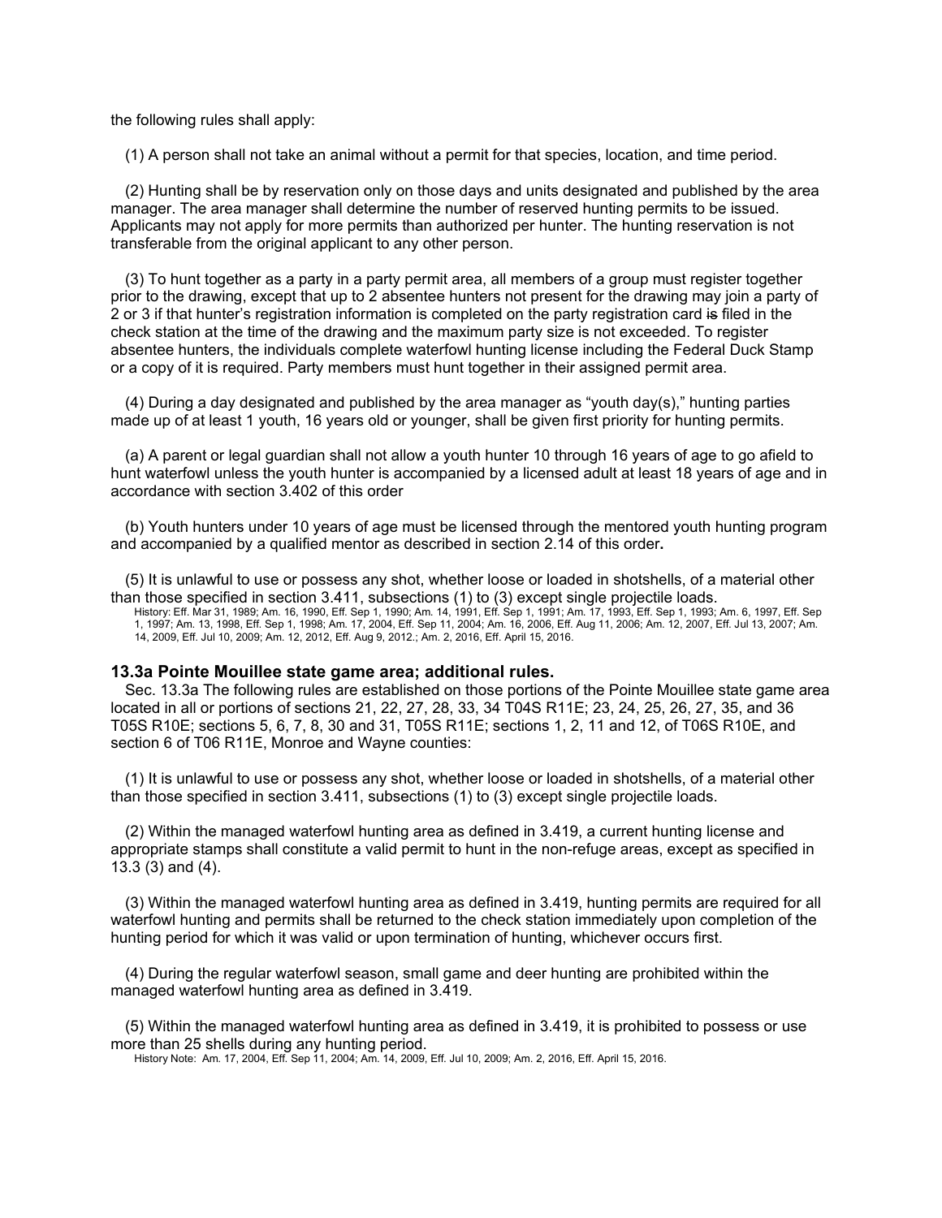the following rules shall apply:

(1) A person shall not take an animal without a permit for that species, location, and time period.

(2) Hunting shall be by reservation only on those days and units designated and published by the area manager. The area manager shall determine the number of reserved hunting permits to be issued. Applicants may not apply for more permits than authorized per hunter. The hunting reservation is not transferable from the original applicant to any other person.

(3) To hunt together as a party in a party permit area, all members of a group must register together prior to the drawing, except that up to 2 absentee hunters not present for the drawing may join a party of 2 or 3 if that hunter's registration information is completed on the party registration card ~~is~~ filed in the check station at the time of the drawing and the maximum party size is not exceeded. To register absentee hunters, the individuals complete waterfowl hunting license including the Federal Duck Stamp or a copy of it is required. Party members must hunt together in their assigned permit area.

(4) During a day designated and published by the area manager as "youth day(s)," hunting parties made up of at least 1 youth, 16 years old or younger, shall be given first priority for hunting permits.

(a) A parent or legal guardian shall not allow a youth hunter 10 through 16 years of age to go afield to hunt waterfowl unless the youth hunter is accompanied by a licensed adult at least 18 years of age and in accordance with section 3.402 of this order

(b) Youth hunters under 10 years of age must be licensed through the mentored youth hunting program and accompanied by a qualified mentor as described in section 2.14 of this order.

(5) It is unlawful to use or possess any shot, whether loose or loaded in shotshells, of a material other than those specified in section 3.411, subsections (1) to (3) except single projectile loads.

History: Eff. Mar 31, 1989; Am. 16, 1990, Eff. Sep 1, 1990; Am. 14, 1991, Eff. Sep 1, 1991; Am. 17, 1993, Eff. Sep 1, 1993; Am. 6, 1997, Eff. Sep 1, 1997; Am. 13, 1998, Eff. Sep 1, 1998; Am. 17, 2004, Eff. Sep 11, 2004; Am. 16, 2006, Eff. Aug 11, 2006; Am. 12, 2007, Eff. Jul 13, 2007; Am. 14, 2009, Eff. Jul 10, 2009; Am. 12, 2012, Eff. Aug 9, 2012.; Am. 2, 2016, Eff. April 15, 2016.

### 13.3a Pointe Mouillee state game area; additional rules.

Sec. 13.3a The following rules are established on those portions of the Pointe Mouillee state game area located in all or portions of sections 21, 22, 27, 28, 33, 34 T04S R11E; 23, 24, 25, 26, 27, 35, and 36 T05S R10E; sections 5, 6, 7, 8, 30 and 31, T05S R11E; sections 1, 2, 11 and 12, of T06S R10E, and section 6 of T06 R11E, Monroe and Wayne counties:

(1) It is unlawful to use or possess any shot, whether loose or loaded in shotshells, of a material other than those specified in section 3.411, subsections (1) to (3) except single projectile loads.

(2) Within the managed waterfowl hunting area as defined in 3.419, a current hunting license and appropriate stamps shall constitute a valid permit to hunt in the non-refuge areas, except as specified in 13.3 (3) and (4).

(3) Within the managed waterfowl hunting area as defined in 3.419, hunting permits are required for all waterfowl hunting and permits shall be returned to the check station immediately upon completion of the hunting period for which it was valid or upon termination of hunting, whichever occurs first.

(4) During the regular waterfowl season, small game and deer hunting are prohibited within the managed waterfowl hunting area as defined in 3.419.

(5) Within the managed waterfowl hunting area as defined in 3.419, it is prohibited to possess or use more than 25 shells during any hunting period.

History Note: Am. 17, 2004, Eff. Sep 11, 2004; Am. 14, 2009, Eff. Jul 10, 2009; Am. 2, 2016, Eff. April 15, 2016.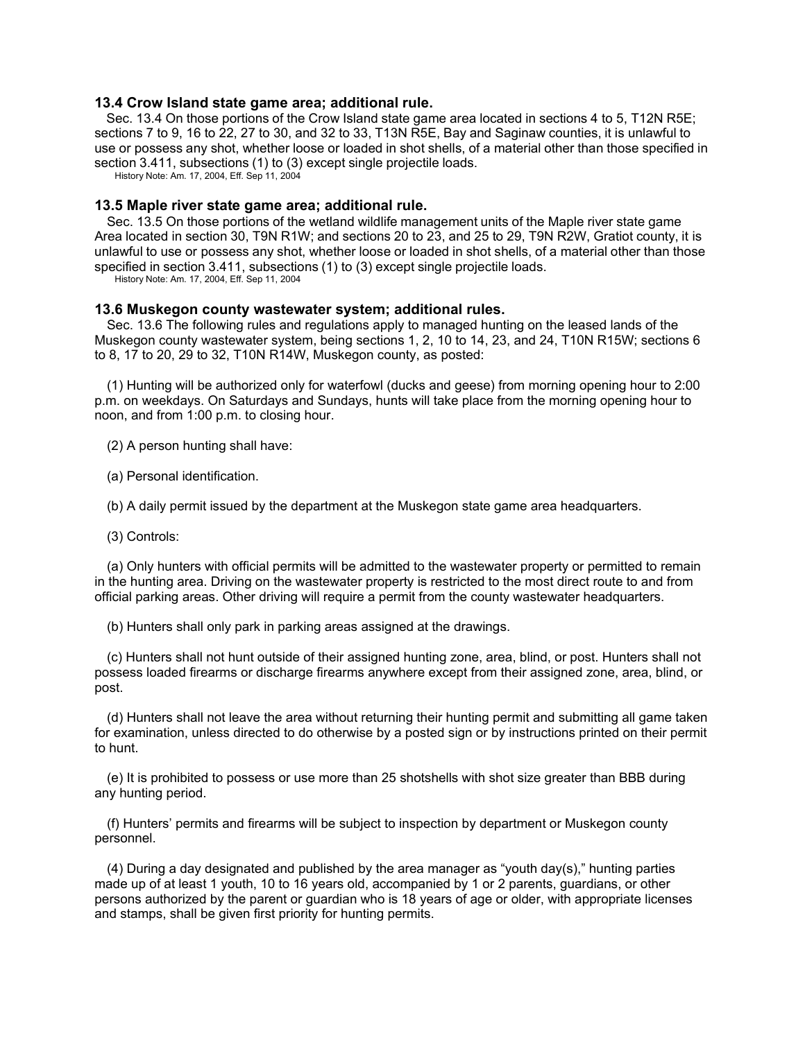### 13.4 Crow Island state game area; additional rule.

Sec. 13.4 On those portions of the Crow Island state game area located in sections 4 to 5, T12N R5E; sections 7 to 9, 16 to 22, 27 to 30, and 32 to 33, T13N R5E, Bay and Saginaw counties, it is unlawful to use or possess any shot, whether loose or loaded in shot shells, of a material other than those specified in section 3.411, subsections (1) to (3) except single projectile loads.

History Note: Am. 17, 2004, Eff. Sep 11, 2004

### 13.5 Maple river state game area; additional rule.

Sec. 13.5 On those portions of the wetland wildlife management units of the Maple river state game Area located in section 30, T9N R1W; and sections 20 to 23, and 25 to 29, T9N R2W, Gratiot county, it is unlawful to use or possess any shot, whether loose or loaded in shot shells, of a material other than those specified in section 3.411, subsections (1) to (3) except single projectile loads.

History Note: Am. 17, 2004, Eff. Sep 11, 2004

### 13.6 Muskegon county wastewater system; additional rules.

Sec. 13.6 The following rules and regulations apply to managed hunting on the leased lands of the Muskegon county wastewater system, being sections 1, 2, 10 to 14, 23, and 24, T10N R15W; sections 6 to 8, 17 to 20, 29 to 32, T10N R14W, Muskegon county, as posted:

(1) Hunting will be authorized only for waterfowl (ducks and geese) from morning opening hour to 2:00 p.m. on weekdays. On Saturdays and Sundays, hunts will take place from the morning opening hour to noon, and from 1:00 p.m. to closing hour.

(2) A person hunting shall have:

(a) Personal identification.

(b) A daily permit issued by the department at the Muskegon state game area headquarters.

(3) Controls:

(a) Only hunters with official permits will be admitted to the wastewater property or permitted to remain in the hunting area. Driving on the wastewater property is restricted to the most direct route to and from official parking areas. Other driving will require a permit from the county wastewater headquarters.

(b) Hunters shall only park in parking areas assigned at the drawings.

(c) Hunters shall not hunt outside of their assigned hunting zone, area, blind, or post. Hunters shall not possess loaded firearms or discharge firearms anywhere except from their assigned zone, area, blind, or post.

(d) Hunters shall not leave the area without returning their hunting permit and submitting all game taken for examination, unless directed to do otherwise by a posted sign or by instructions printed on their permit to hunt.

(e) It is prohibited to possess or use more than 25 shotshells with shot size greater than BBB during any hunting period.

(f) Hunters' permits and firearms will be subject to inspection by department or Muskegon county personnel.

(4) During a day designated and published by the area manager as "youth day(s)," hunting parties made up of at least 1 youth, 10 to 16 years old, accompanied by 1 or 2 parents, guardians, or other persons authorized by the parent or guardian who is 18 years of age or older, with appropriate licenses and stamps, shall be given first priority for hunting permits.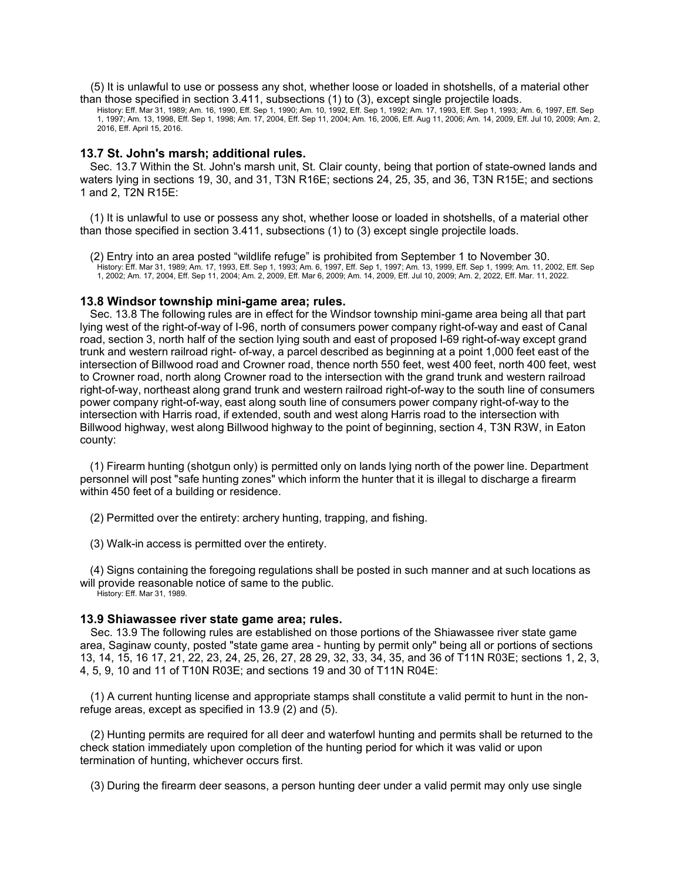(5) It is unlawful to use or possess any shot, whether loose or loaded in shotshells, of a material other than those specified in section 3.411, subsections (1) to (3), except single projectile loads.

History: Eff. Mar 31, 1989; Am. 16, 1990, Eff. Sep 1, 1990; Am. 10, 1992, Eff. Sep 1, 1992; Am. 17, 1993, Eff. Sep 1, 1993; Am. 6, 1997, Eff. Sep 1, 1997; Am. 13, 1998, Eff. Sep 1, 1998; Am. 17, 2004, Eff. Sep 11, 2004; Am. 16, 2006, Eff. Aug 11, 2006; Am. 14, 2009, Eff. Jul 10, 2009; Am. 2, 2016, Eff. April 15, 2016.

### 13.7 St. John's marsh; additional rules.

Sec. 13.7 Within the St. John's marsh unit, St. Clair county, being that portion of state-owned lands and waters lying in sections 19, 30, and 31, T3N R16E; sections 24, 25, 35, and 36, T3N R15E; and sections 1 and 2, T2N R15E:

(1) It is unlawful to use or possess any shot, whether loose or loaded in shotshells, of a material other than those specified in section 3.411, subsections (1) to (3) except single projectile loads.

(2) Entry into an area posted "wildlife refuge" is prohibited from September 1 to November 30.

History: Eff. Mar 31, 1989; Am. 17, 1993, Eff. Sep 1, 1993; Am. 6, 1997, Eff. Sep 1, 1997; Am. 13, 1999, Eff. Sep 1, 1999; Am. 11, 2002, Eff. Sep 1, 2002; Am. 17, 2004, Eff. Sep 11, 2004; Am. 2, 2009, Eff. Mar 6, 2009; Am. 14, 2009, Eff. Jul 10, 2009; Am. 2, 2022, Eff. Mar. 11, 2022.

### 13.8 Windsor township mini-game area; rules.

Sec. 13.8 The following rules are in effect for the Windsor township mini-game area being all that part lying west of the right-of-way of I-96, north of consumers power company right-of-way and east of Canal road, section 3, north half of the section lying south and east of proposed I-69 right-of-way except grand trunk and western railroad right- of-way, a parcel described as beginning at a point 1,000 feet east of the intersection of Billwood road and Crowner road, thence north 550 feet, west 400 feet, north 400 feet, west to Crowner road, north along Crowner road to the intersection with the grand trunk and western railroad right-of-way, northeast along grand trunk and western railroad right-of-way to the south line of consumers power company right-of-way, east along south line of consumers power company right-of-way to the intersection with Harris road, if extended, south and west along Harris road to the intersection with Billwood highway, west along Billwood highway to the point of beginning, section 4, T3N R3W, in Eaton county:

(1) Firearm hunting (shotgun only) is permitted only on lands lying north of the power line. Department personnel will post "safe hunting zones" which inform the hunter that it is illegal to discharge a firearm within 450 feet of a building or residence.

(2) Permitted over the entirety: archery hunting, trapping, and fishing.

(3) Walk-in access is permitted over the entirety.

(4) Signs containing the foregoing regulations shall be posted in such manner and at such locations as will provide reasonable notice of same to the public.

History: Eff. Mar 31, 1989.

### 13.9 Shiawassee river state game area; rules.

Sec. 13.9 The following rules are established on those portions of the Shiawassee river state game area, Saginaw county, posted "state game area - hunting by permit only" being all or portions of sections 13, 14, 15, 16 17, 21, 22, 23, 24, 25, 26, 27, 28 29, 32, 33, 34, 35, and 36 of T11N R03E; sections 1, 2, 3, 4, 5, 9, 10 and 11 of T10N R03E; and sections 19 and 30 of T11N R04E:

(1) A current hunting license and appropriate stamps shall constitute a valid permit to hunt in the non-refuge areas, except as specified in 13.9 (2) and (5).

(2) Hunting permits are required for all deer and waterfowl hunting and permits shall be returned to the check station immediately upon completion of the hunting period for which it was valid or upon termination of hunting, whichever occurs first.

(3) During the firearm deer seasons, a person hunting deer under a valid permit may only use single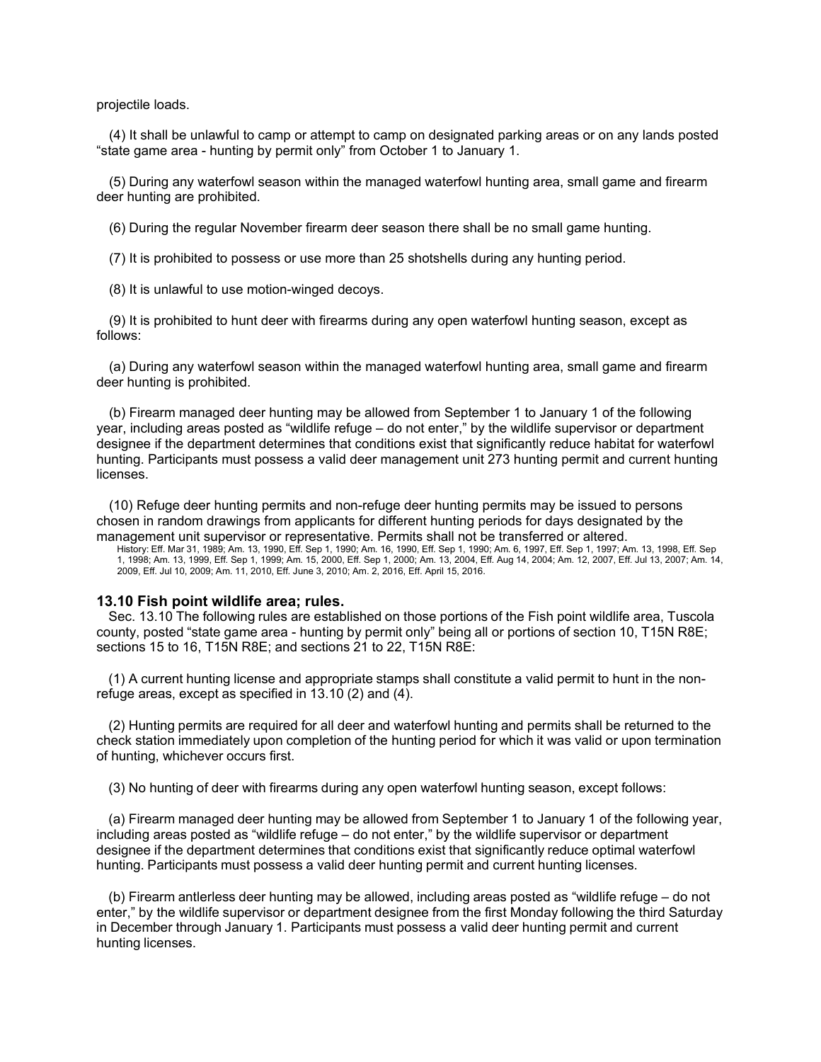projectile loads.

(4) It shall be unlawful to camp or attempt to camp on designated parking areas or on any lands posted "state game area - hunting by permit only" from October 1 to January 1.

(5) During any waterfowl season within the managed waterfowl hunting area, small game and firearm deer hunting are prohibited.

(6) During the regular November firearm deer season there shall be no small game hunting.

(7) It is prohibited to possess or use more than 25 shotshells during any hunting period.

(8) It is unlawful to use motion-winged decoys.

(9) It is prohibited to hunt deer with firearms during any open waterfowl hunting season, except as follows:

(a) During any waterfowl season within the managed waterfowl hunting area, small game and firearm deer hunting is prohibited.

(b) Firearm managed deer hunting may be allowed from September 1 to January 1 of the following year, including areas posted as "wildlife refuge – do not enter," by the wildlife supervisor or department designee if the department determines that conditions exist that significantly reduce habitat for waterfowl hunting. Participants must possess a valid deer management unit 273 hunting permit and current hunting licenses.

(10) Refuge deer hunting permits and non-refuge deer hunting permits may be issued to persons chosen in random drawings from applicants for different hunting periods for days designated by the management unit supervisor or representative. Permits shall not be transferred or altered.

History: Eff. Mar 31, 1989; Am. 13, 1990, Eff. Sep 1, 1990; Am. 16, 1990, Eff. Sep 1, 1990; Am. 6, 1997, Eff. Sep 1, 1997; Am. 13, 1998, Eff. Sep 1, 1998; Am. 13, 1999, Eff. Sep 1, 1999; Am. 15, 2000, Eff. Sep 1, 2000; Am. 13, 2004, Eff. Aug 14, 2004; Am. 12, 2007, Eff. Jul 13, 2007; Am. 14, 2009, Eff. Jul 10, 2009; Am. 11, 2010, Eff. June 3, 2010; Am. 2, 2016, Eff. April 15, 2016.

### 13.10 Fish point wildlife area; rules.

Sec. 13.10 The following rules are established on those portions of the Fish point wildlife area, Tuscola county, posted "state game area - hunting by permit only" being all or portions of section 10, T15N R8E; sections 15 to 16, T15N R8E; and sections 21 to 22, T15N R8E:

(1) A current hunting license and appropriate stamps shall constitute a valid permit to hunt in the non-refuge areas, except as specified in 13.10 (2) and (4).

(2) Hunting permits are required for all deer and waterfowl hunting and permits shall be returned to the check station immediately upon completion of the hunting period for which it was valid or upon termination of hunting, whichever occurs first.

(3) No hunting of deer with firearms during any open waterfowl hunting season, except follows:

(a) Firearm managed deer hunting may be allowed from September 1 to January 1 of the following year, including areas posted as "wildlife refuge – do not enter," by the wildlife supervisor or department designee if the department determines that conditions exist that significantly reduce optimal waterfowl hunting. Participants must possess a valid deer hunting permit and current hunting licenses.

(b) Firearm antlerless deer hunting may be allowed, including areas posted as "wildlife refuge – do not enter," by the wildlife supervisor or department designee from the first Monday following the third Saturday in December through January 1. Participants must possess a valid deer hunting permit and current hunting licenses.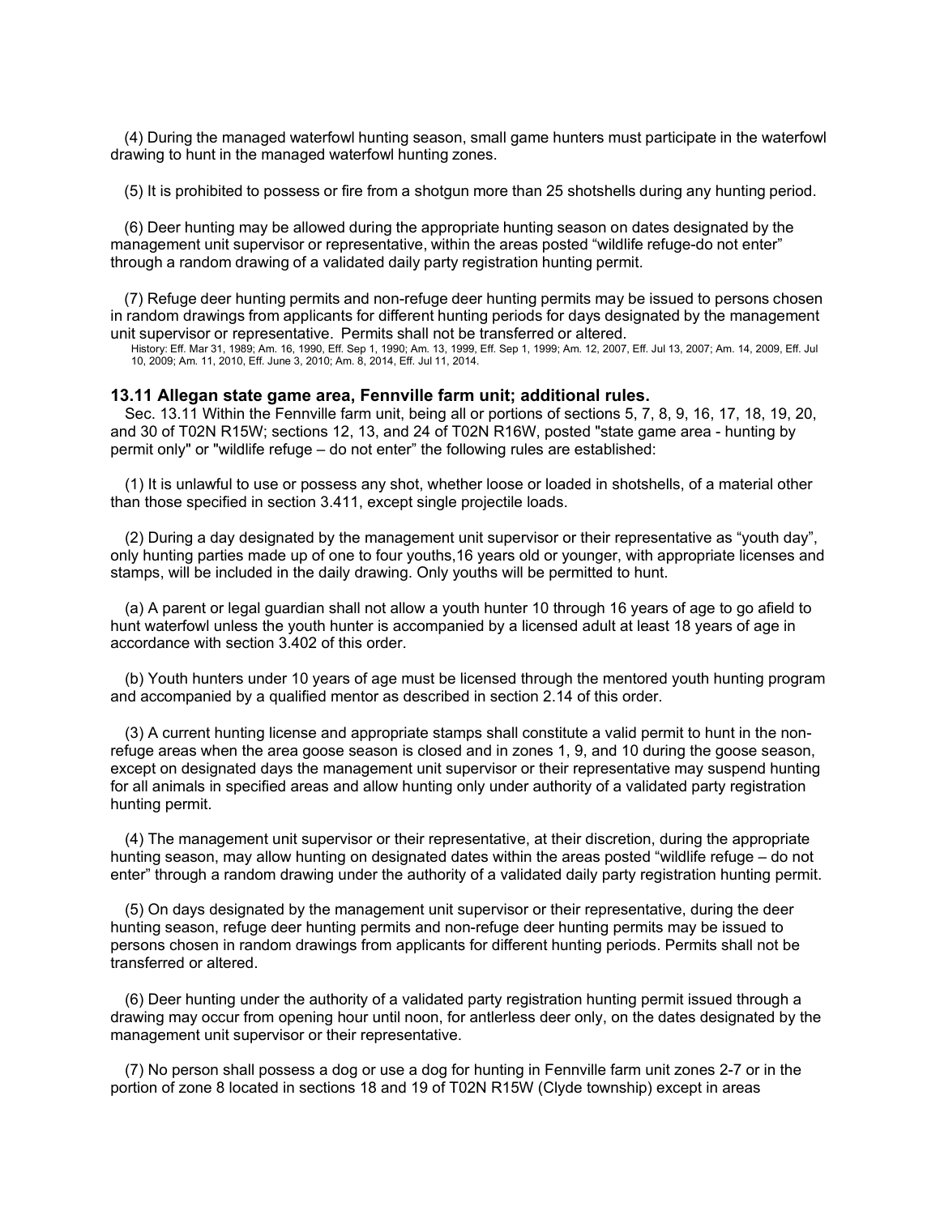(4) During the managed waterfowl hunting season, small game hunters must participate in the waterfowl drawing to hunt in the managed waterfowl hunting zones.

(5) It is prohibited to possess or fire from a shotgun more than 25 shotshells during any hunting period.

(6) Deer hunting may be allowed during the appropriate hunting season on dates designated by the management unit supervisor or representative, within the areas posted "wildlife refuge-do not enter" through a random drawing of a validated daily party registration hunting permit.

(7) Refuge deer hunting permits and non-refuge deer hunting permits may be issued to persons chosen in random drawings from applicants for different hunting periods for days designated by the management unit supervisor or representative. Permits shall not be transferred or altered.

History: Eff. Mar 31, 1989; Am. 16, 1990, Eff. Sep 1, 1990; Am. 13, 1999, Eff. Sep 1, 1999; Am. 12, 2007, Eff. Jul 13, 2007; Am. 14, 2009, Eff. Jul 10, 2009; Am. 11, 2010, Eff. June 3, 2010; Am. 8, 2014, Eff. Jul 11, 2014.

### 13.11 Allegan state game area, Fennville farm unit; additional rules.

Sec. 13.11 Within the Fennville farm unit, being all or portions of sections 5, 7, 8, 9, 16, 17, 18, 19, 20, and 30 of T02N R15W; sections 12, 13, and 24 of T02N R16W, posted "state game area - hunting by permit only" or "wildlife refuge – do not enter" the following rules are established:

(1) It is unlawful to use or possess any shot, whether loose or loaded in shotshells, of a material other than those specified in section 3.411, except single projectile loads.

(2) During a day designated by the management unit supervisor or their representative as "youth day", only hunting parties made up of one to four youths,16 years old or younger, with appropriate licenses and stamps, will be included in the daily drawing. Only youths will be permitted to hunt.

(a) A parent or legal guardian shall not allow a youth hunter 10 through 16 years of age to go afield to hunt waterfowl unless the youth hunter is accompanied by a licensed adult at least 18 years of age in accordance with section 3.402 of this order.

(b) Youth hunters under 10 years of age must be licensed through the mentored youth hunting program and accompanied by a qualified mentor as described in section 2.14 of this order.

(3) A current hunting license and appropriate stamps shall constitute a valid permit to hunt in the non-refuge areas when the area goose season is closed and in zones 1, 9, and 10 during the goose season, except on designated days the management unit supervisor or their representative may suspend hunting for all animals in specified areas and allow hunting only under authority of a validated party registration hunting permit.

(4) The management unit supervisor or their representative, at their discretion, during the appropriate hunting season, may allow hunting on designated dates within the areas posted "wildlife refuge – do not enter" through a random drawing under the authority of a validated daily party registration hunting permit.

(5) On days designated by the management unit supervisor or their representative, during the deer hunting season, refuge deer hunting permits and non-refuge deer hunting permits may be issued to persons chosen in random drawings from applicants for different hunting periods. Permits shall not be transferred or altered.

(6) Deer hunting under the authority of a validated party registration hunting permit issued through a drawing may occur from opening hour until noon, for antlerless deer only, on the dates designated by the management unit supervisor or their representative.

(7) No person shall possess a dog or use a dog for hunting in Fennville farm unit zones 2-7 or in the portion of zone 8 located in sections 18 and 19 of T02N R15W (Clyde township) except in areas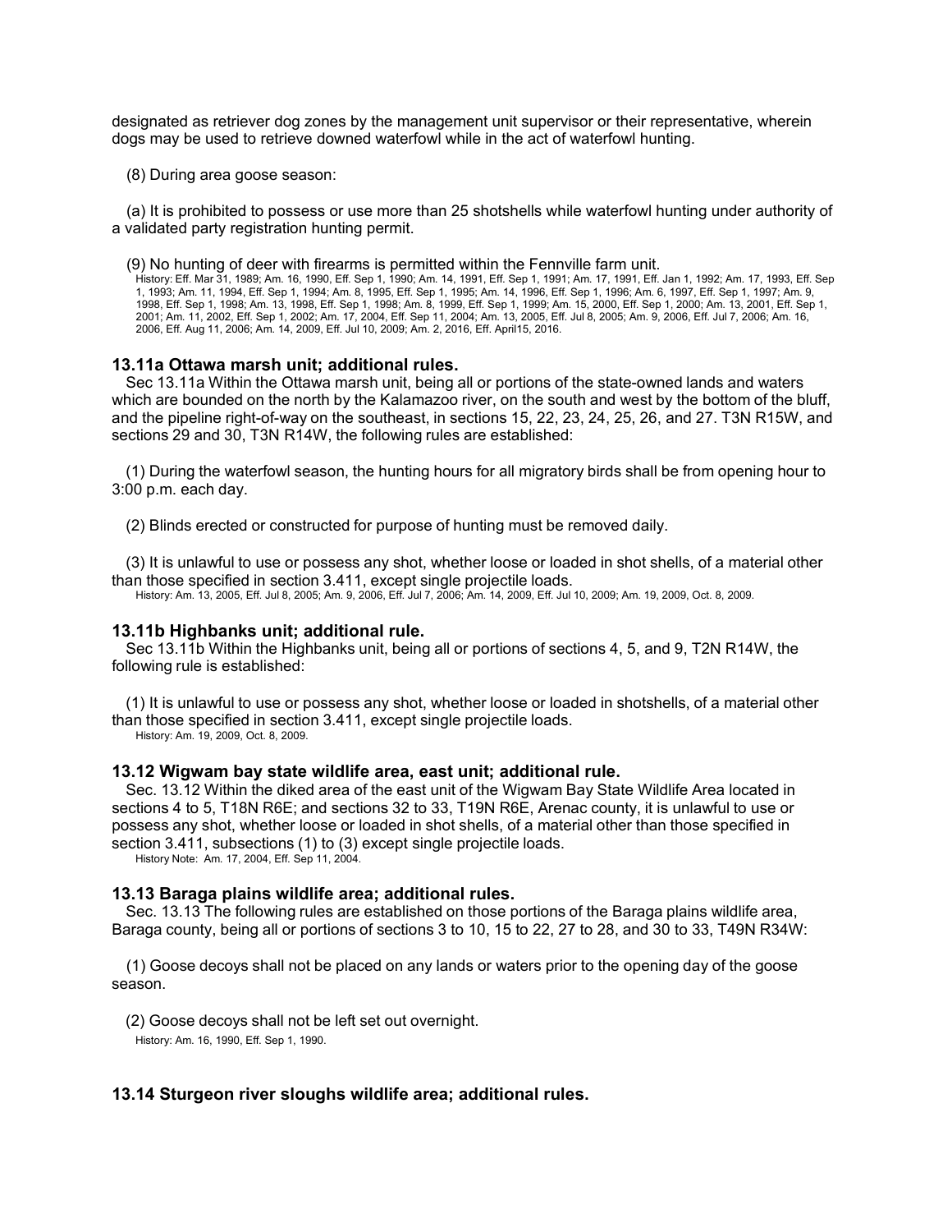designated as retriever dog zones by the management unit supervisor or their representative, wherein dogs may be used to retrieve downed waterfowl while in the act of waterfowl hunting.

(8) During area goose season:

(a) It is prohibited to possess or use more than 25 shotshells while waterfowl hunting under authority of a validated party registration hunting permit.

(9) No hunting of deer with firearms is permitted within the Fennville farm unit.

History: Eff. Mar 31, 1989; Am. 16, 1990, Eff. Sep 1, 1990; Am. 14, 1991, Eff. Sep 1, 1991; Am. 17, 1991, Eff. Jan 1, 1992; Am. 17, 1993, Eff. Sep 1, 1993; Am. 11, 1994, Eff. Sep 1, 1994; Am. 8, 1995, Eff. Sep 1, 1995; Am. 14, 1996, Eff. Sep 1, 1996; Am. 6, 1997, Eff. Sep 1, 1997; Am. 9, 1998, Eff. Sep 1, 1998; Am. 13, 1998, Eff. Sep 1, 1998; Am. 8, 1999, Eff. Sep 1, 1999; Am. 15, 2000, Eff. Sep 1, 2000; Am. 13, 2001, Eff. Sep 1, 2001; Am. 11, 2002, Eff. Sep 1, 2002; Am. 17, 2004, Eff. Sep 11, 2004; Am. 13, 2005, Eff. Jul 8, 2005; Am. 9, 2006, Eff. Jul 7, 2006; Am. 16, 2006, Eff. Aug 11, 2006; Am. 14, 2009, Eff. Jul 10, 2009; Am. 2, 2016, Eff. April15, 2016.

### 13.11a Ottawa marsh unit; additional rules.

Sec 13.11a Within the Ottawa marsh unit, being all or portions of the state-owned lands and waters which are bounded on the north by the Kalamazoo river, on the south and west by the bottom of the bluff, and the pipeline right-of-way on the southeast, in sections 15, 22, 23, 24, 25, 26, and 27. T3N R15W, and sections 29 and 30, T3N R14W, the following rules are established:

(1) During the waterfowl season, the hunting hours for all migratory birds shall be from opening hour to 3:00 p.m. each day.

(2) Blinds erected or constructed for purpose of hunting must be removed daily.

(3) It is unlawful to use or possess any shot, whether loose or loaded in shot shells, of a material other than those specified in section 3.411, except single projectile loads.

History: Am. 13, 2005, Eff. Jul 8, 2005; Am. 9, 2006, Eff. Jul 7, 2006; Am. 14, 2009, Eff. Jul 10, 2009; Am. 19, 2009, Oct. 8, 2009.

### 13.11b Highbanks unit; additional rule.

Sec 13.11b Within the Highbanks unit, being all or portions of sections 4, 5, and 9, T2N R14W, the following rule is established:

(1) It is unlawful to use or possess any shot, whether loose or loaded in shotshells, of a material other than those specified in section 3.411, except single projectile loads.

History: Am. 19, 2009, Oct. 8, 2009.

### 13.12 Wigwam bay state wildlife area, east unit; additional rule.

Sec. 13.12 Within the diked area of the east unit of the Wigwam Bay State Wildlife Area located in sections 4 to 5, T18N R6E; and sections 32 to 33, T19N R6E, Arenac county, it is unlawful to use or possess any shot, whether loose or loaded in shot shells, of a material other than those specified in section 3.411, subsections (1) to (3) except single projectile loads.

History Note: Am. 17, 2004, Eff. Sep 11, 2004.

### 13.13 Baraga plains wildlife area; additional rules.

Sec. 13.13 The following rules are established on those portions of the Baraga plains wildlife area, Baraga county, being all or portions of sections 3 to 10, 15 to 22, 27 to 28, and 30 to 33, T49N R34W:

(1) Goose decoys shall not be placed on any lands or waters prior to the opening day of the goose season.

(2) Goose decoys shall not be left set out overnight.

History: Am. 16, 1990, Eff. Sep 1, 1990.

### 13.14 Sturgeon river sloughs wildlife area; additional rules.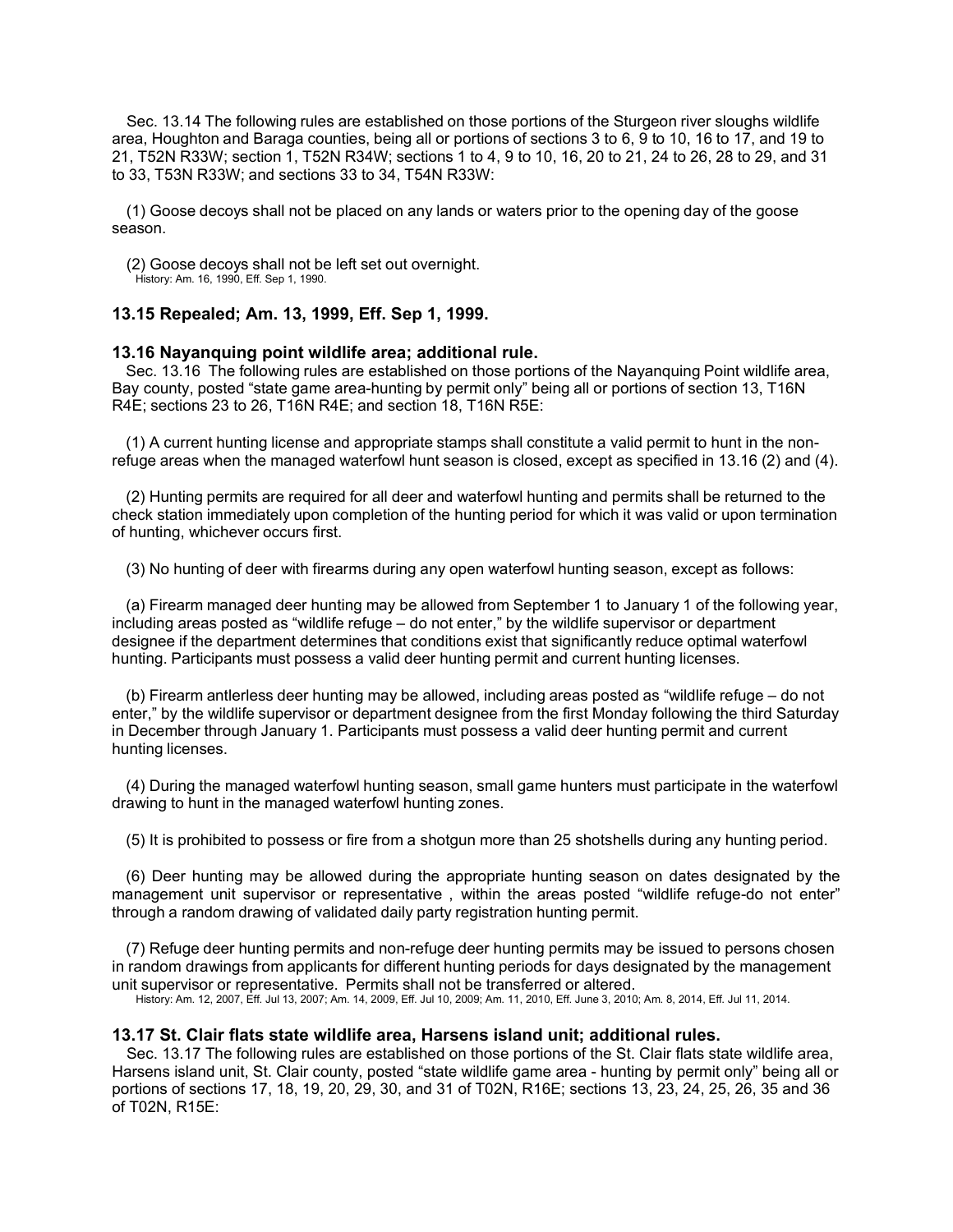Sec. 13.14 The following rules are established on those portions of the Sturgeon river sloughs wildlife area, Houghton and Baraga counties, being all or portions of sections 3 to 6, 9 to 10, 16 to 17, and 19 to 21, T52N R33W; section 1, T52N R34W; sections 1 to 4, 9 to 10, 16, 20 to 21, 24 to 26, 28 to 29, and 31 to 33, T53N R33W; and sections 33 to 34, T54N R33W:

(1) Goose decoys shall not be placed on any lands or waters prior to the opening day of the goose season.

(2) Goose decoys shall not be left set out overnight.

History: Am. 16, 1990, Eff. Sep 1, 1990.

### 13.15 Repealed; Am. 13, 1999, Eff. Sep 1, 1999.

### 13.16 Nayanquing point wildlife area; additional rule.

Sec. 13.16 The following rules are established on those portions of the Nayanquing Point wildlife area, Bay county, posted "state game area-hunting by permit only" being all or portions of section 13, T16N R4E; sections 23 to 26, T16N R4E; and section 18, T16N R5E:

(1) A current hunting license and appropriate stamps shall constitute a valid permit to hunt in the non-refuge areas when the managed waterfowl hunt season is closed, except as specified in 13.16 (2) and (4).

(2) Hunting permits are required for all deer and waterfowl hunting and permits shall be returned to the check station immediately upon completion of the hunting period for which it was valid or upon termination of hunting, whichever occurs first.

(3) No hunting of deer with firearms during any open waterfowl hunting season, except as follows:

(a) Firearm managed deer hunting may be allowed from September 1 to January 1 of the following year, including areas posted as "wildlife refuge – do not enter," by the wildlife supervisor or department designee if the department determines that conditions exist that significantly reduce optimal waterfowl hunting. Participants must possess a valid deer hunting permit and current hunting licenses.

(b) Firearm antlerless deer hunting may be allowed, including areas posted as "wildlife refuge – do not enter," by the wildlife supervisor or department designee from the first Monday following the third Saturday in December through January 1. Participants must possess a valid deer hunting permit and current hunting licenses.

(4) During the managed waterfowl hunting season, small game hunters must participate in the waterfowl drawing to hunt in the managed waterfowl hunting zones.

(5) It is prohibited to possess or fire from a shotgun more than 25 shotshells during any hunting period.

(6) Deer hunting may be allowed during the appropriate hunting season on dates designated by the management unit supervisor or representative , within the areas posted "wildlife refuge-do not enter" through a random drawing of validated daily party registration hunting permit.

(7) Refuge deer hunting permits and non-refuge deer hunting permits may be issued to persons chosen in random drawings from applicants for different hunting periods for days designated by the management unit supervisor or representative. Permits shall not be transferred or altered.

History: Am. 12, 2007, Eff. Jul 13, 2007; Am. 14, 2009, Eff. Jul 10, 2009; Am. 11, 2010, Eff. June 3, 2010; Am. 8, 2014, Eff. Jul 11, 2014.

### 13.17 St. Clair flats state wildlife area, Harsens island unit; additional rules.

Sec. 13.17 The following rules are established on those portions of the St. Clair flats state wildlife area, Harsens island unit, St. Clair county, posted "state wildlife game area - hunting by permit only" being all or portions of sections 17, 18, 19, 20, 29, 30, and 31 of T02N, R16E; sections 13, 23, 24, 25, 26, 35 and 36 of T02N, R15E: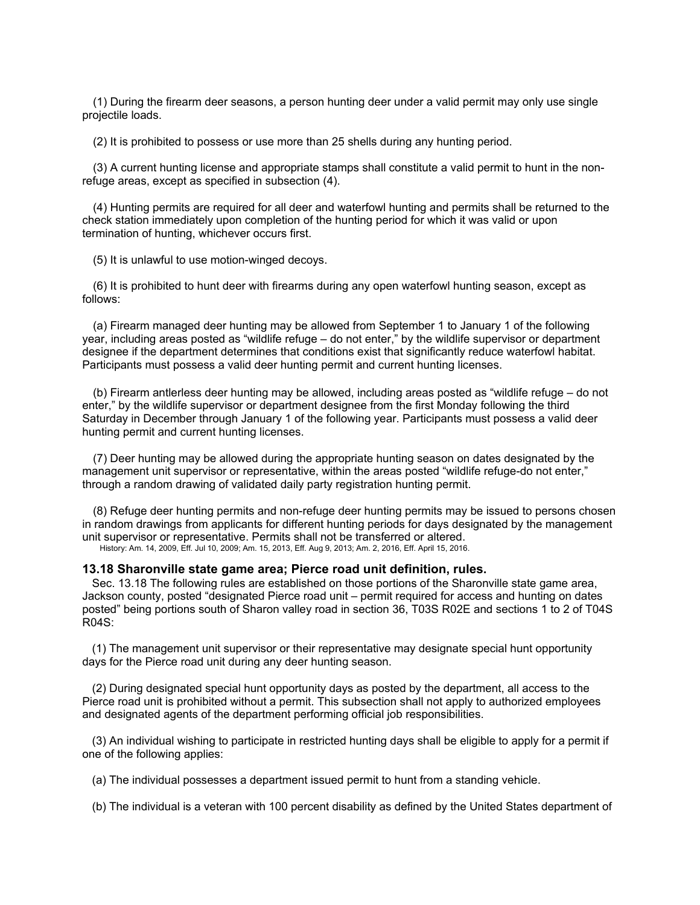(1) During the firearm deer seasons, a person hunting deer under a valid permit may only use single projectile loads.

(2) It is prohibited to possess or use more than 25 shells during any hunting period.

(3) A current hunting license and appropriate stamps shall constitute a valid permit to hunt in the non-refuge areas, except as specified in subsection (4).

(4) Hunting permits are required for all deer and waterfowl hunting and permits shall be returned to the check station immediately upon completion of the hunting period for which it was valid or upon termination of hunting, whichever occurs first.

(5) It is unlawful to use motion-winged decoys.

(6) It is prohibited to hunt deer with firearms during any open waterfowl hunting season, except as follows:

(a) Firearm managed deer hunting may be allowed from September 1 to January 1 of the following year, including areas posted as "wildlife refuge – do not enter," by the wildlife supervisor or department designee if the department determines that conditions exist that significantly reduce waterfowl habitat. Participants must possess a valid deer hunting permit and current hunting licenses.

(b) Firearm antlerless deer hunting may be allowed, including areas posted as "wildlife refuge – do not enter," by the wildlife supervisor or department designee from the first Monday following the third Saturday in December through January 1 of the following year. Participants must possess a valid deer hunting permit and current hunting licenses.

(7) Deer hunting may be allowed during the appropriate hunting season on dates designated by the management unit supervisor or representative, within the areas posted "wildlife refuge-do not enter," through a random drawing of validated daily party registration hunting permit.

(8) Refuge deer hunting permits and non-refuge deer hunting permits may be issued to persons chosen in random drawings from applicants for different hunting periods for days designated by the management unit supervisor or representative. Permits shall not be transferred or altered.

History: Am. 14, 2009, Eff. Jul 10, 2009; Am. 15, 2013, Eff. Aug 9, 2013; Am. 2, 2016, Eff. April 15, 2016.

### 13.18 Sharonville state game area; Pierce road unit definition, rules.

Sec. 13.18 The following rules are established on those portions of the Sharonville state game area, Jackson county, posted "designated Pierce road unit – permit required for access and hunting on dates posted" being portions south of Sharon valley road in section 36, T03S R02E and sections 1 to 2 of T04S R04S:

(1) The management unit supervisor or their representative may designate special hunt opportunity days for the Pierce road unit during any deer hunting season.

(2) During designated special hunt opportunity days as posted by the department, all access to the Pierce road unit is prohibited without a permit. This subsection shall not apply to authorized employees and designated agents of the department performing official job responsibilities.

(3) An individual wishing to participate in restricted hunting days shall be eligible to apply for a permit if one of the following applies:

(a) The individual possesses a department issued permit to hunt from a standing vehicle.

(b) The individual is a veteran with 100 percent disability as defined by the United States department of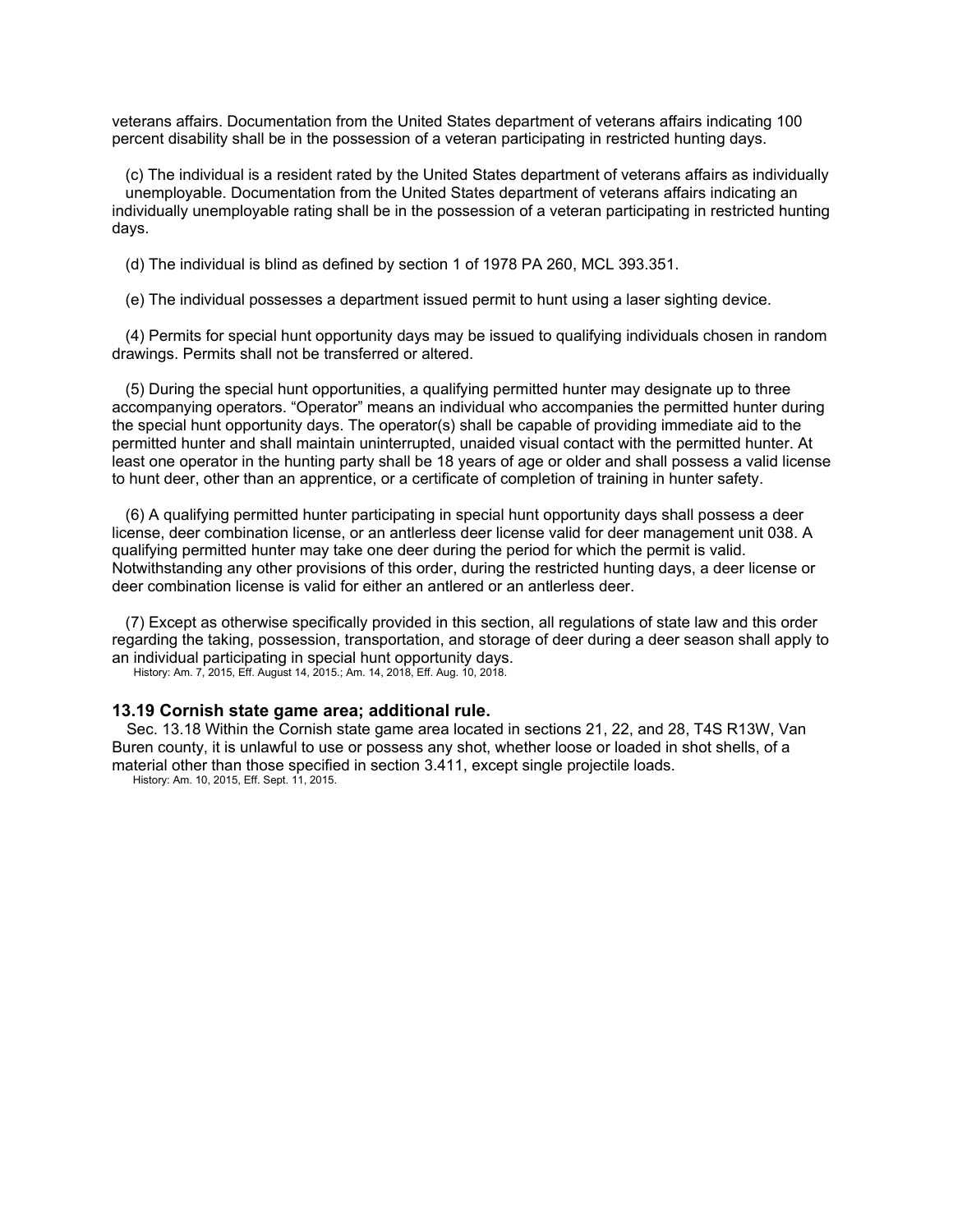veterans affairs. Documentation from the United States department of veterans affairs indicating 100 percent disability shall be in the possession of a veteran participating in restricted hunting days.

(c) The individual is a resident rated by the United States department of veterans affairs as individually unemployable. Documentation from the United States department of veterans affairs indicating an individually unemployable rating shall be in the possession of a veteran participating in restricted hunting days.

(d) The individual is blind as defined by section 1 of 1978 PA 260, MCL 393.351.

(e) The individual possesses a department issued permit to hunt using a laser sighting device.

(4) Permits for special hunt opportunity days may be issued to qualifying individuals chosen in random drawings. Permits shall not be transferred or altered.

(5) During the special hunt opportunities, a qualifying permitted hunter may designate up to three accompanying operators. "Operator" means an individual who accompanies the permitted hunter during the special hunt opportunity days. The operator(s) shall be capable of providing immediate aid to the permitted hunter and shall maintain uninterrupted, unaided visual contact with the permitted hunter. At least one operator in the hunting party shall be 18 years of age or older and shall possess a valid license to hunt deer, other than an apprentice, or a certificate of completion of training in hunter safety.

(6) A qualifying permitted hunter participating in special hunt opportunity days shall possess a deer license, deer combination license, or an antlerless deer license valid for deer management unit 038. A qualifying permitted hunter may take one deer during the period for which the permit is valid. Notwithstanding any other provisions of this order, during the restricted hunting days, a deer license or deer combination license is valid for either an antlered or an antlerless deer.

(7) Except as otherwise specifically provided in this section, all regulations of state law and this order regarding the taking, possession, transportation, and storage of deer during a deer season shall apply to an individual participating in special hunt opportunity days.

History: Am. 7, 2015, Eff. August 14, 2015.; Am. 14, 2018, Eff. Aug. 10, 2018.

### 13.19 Cornish state game area; additional rule.

Sec. 13.18 Within the Cornish state game area located in sections 21, 22, and 28, T4S R13W, Van Buren county, it is unlawful to use or possess any shot, whether loose or loaded in shot shells, of a material other than those specified in section 3.411, except single projectile loads.

History: Am. 10, 2015, Eff. Sept. 11, 2015.